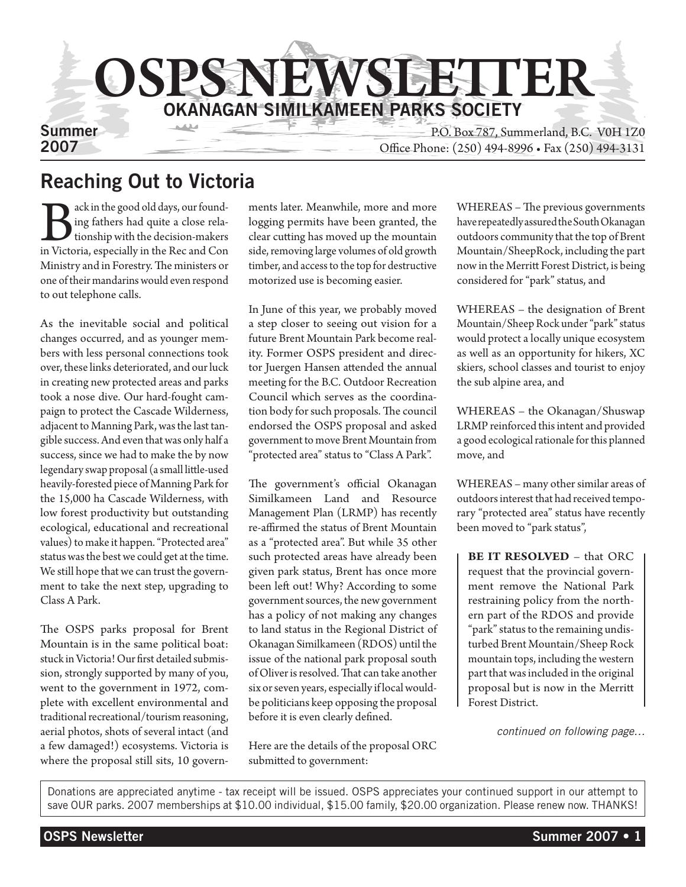# OSPS NEWSLETTER

## OKANAGAN SIMILKAMEEN PARKS SOCIETY

Summer 2007

P.O. Box 787, Summerland, B.C. V0H 1Z0
Office Phone: (250) 494-8996 • Fax (250) 494-3131

## Reaching Out to Victoria

Back in the good old days, our founding fathers had quite a close relationship with the decision-makers in Victoria, especially in the Rec and Con Ministry and in Forestry. The ministers or one of their mandarins would even respond to out telephone calls.

As the inevitable social and political changes occurred, and as younger members with less personal connections took over, these links deteriorated, and our luck in creating new protected areas and parks took a nose dive. Our hard-fought campaign to protect the Cascade Wilderness, adjacent to Manning Park, was the last tangible success. And even that was only half a success, since we had to make the by now legendary swap proposal (a small little-used heavily-forested piece of Manning Park for the 15,000 ha Cascade Wilderness, with low forest productivity but outstanding ecological, educational and recreational values) to make it happen. "Protected area" status was the best we could get at the time. We still hope that we can trust the government to take the next step, upgrading to Class A Park.

The OSPS parks proposal for Brent Mountain is in the same political boat: stuck in Victoria! Our first detailed submission, strongly supported by many of you, went to the government in 1972, complete with excellent environmental and traditional recreational/tourism reasoning, aerial photos, shots of several intact (and a few damaged!) ecosystems. Victoria is where the proposal still sits, 10 governments later. Meanwhile, more and more logging permits have been granted, the clear cutting has moved up the mountain side, removing large volumes of old growth timber, and access to the top for destructive motorized use is becoming easier.

In June of this year, we probably moved a step closer to seeing out vision for a future Brent Mountain Park become reality. Former OSPS president and director Juergen Hansen attended the annual meeting for the B.C. Outdoor Recreation Council which serves as the coordination body for such proposals. The council endorsed the OSPS proposal and asked government to move Brent Mountain from "protected area" status to "Class A Park".

The government's official Okanagan Similkameen Land and Resource Management Plan (LRMP) has recently re-affirmed the status of Brent Mountain as a "protected area". But while 35 other such protected areas have already been given park status, Brent has once more been left out! Why? According to some government sources, the new government has a policy of not making any changes to land status in the Regional District of Okanagan Similkameen (RDOS) until the issue of the national park proposal south of Oliver is resolved. That can take another six or seven years, especially if local would-be politicians keep opposing the proposal before it is even clearly defined.

Here are the details of the proposal ORC submitted to government:

WHEREAS – The previous governments have repeatedly assured the South Okanagan outdoors community that the top of Brent Mountain/SheepRock, including the part now in the Merritt Forest District, is being considered for "park" status, and

WHEREAS – the designation of Brent Mountain/Sheep Rock under "park" status would protect a locally unique ecosystem as well as an opportunity for hikers, XC skiers, school classes and tourist to enjoy the sub alpine area, and

WHEREAS – the Okanagan/Shuswap LRMP reinforced this intent and provided a good ecological rationale for this planned move, and

WHEREAS – many other similar areas of outdoors interest that had received temporary "protected area" status have recently been moved to "park status",

> **BE IT RESOLVED** – that ORC request that the provincial government remove the National Park restraining policy from the northern part of the RDOS and provide "park" status to the remaining undisturbed Brent Mountain/Sheep Rock mountain tops, including the western part that was included in the original proposal but is now in the Merritt Forest District.

*continued on following page...*

Donations are appreciated anytime - tax receipt will be issued. OSPS appreciates your continued support in our attempt to save OUR parks. 2007 memberships at $10.00 individual, $15.00 family, $20.00 organization. Please renew now. THANKS!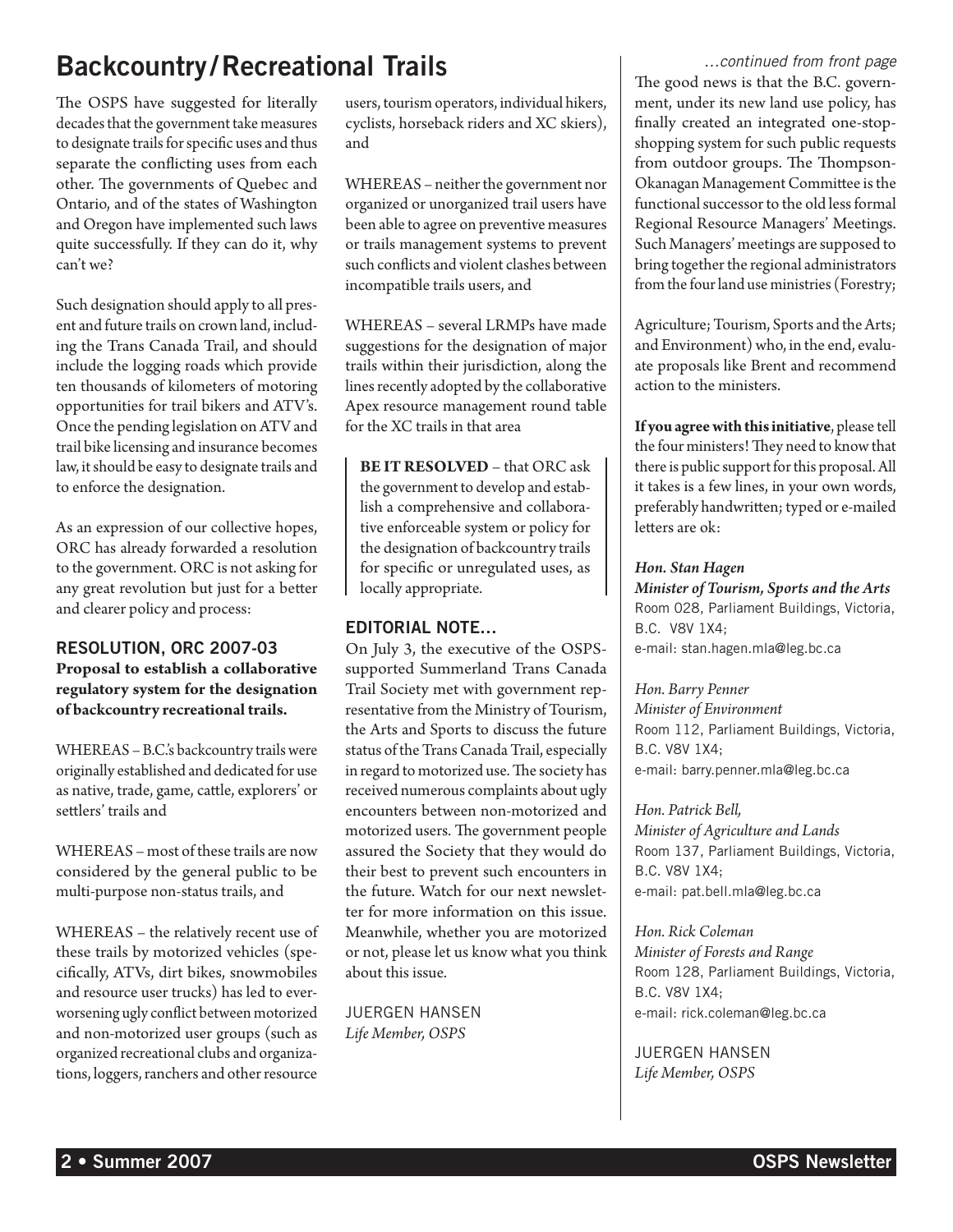# Backcountry/Recreational Trails

The OSPS have suggested for literally decades that the government take measures to designate trails for specific uses and thus separate the conflicting uses from each other. The governments of Quebec and Ontario, and of the states of Washington and Oregon have implemented such laws quite successfully. If they can do it, why can't we?

Such designation should apply to all present and future trails on crown land, including the Trans Canada Trail, and should include the logging roads which provide ten thousands of kilometers of motoring opportunities for trail bikers and ATV's. Once the pending legislation on ATV and trail bike licensing and insurance becomes law, it should be easy to designate trails and to enforce the designation.

As an expression of our collective hopes, ORC has already forwarded a resolution to the government. ORC is not asking for any great revolution but just for a better and clearer policy and process:

### RESOLUTION, ORC 2007-03

**Proposal to establish a collaborative regulatory system for the designation of backcountry recreational trails.**

WHEREAS – B.C.'s backcountry trails were originally established and dedicated for use as native, trade, game, cattle, explorers' or settlers' trails and

WHEREAS – most of these trails are now considered by the general public to be multi-purpose non-status trails, and

WHEREAS – the relatively recent use of these trails by motorized vehicles (specifically, ATVs, dirt bikes, snowmobiles and resource user trucks) has led to ever-worsening ugly conflict between motorized and non-motorized user groups (such as organized recreational clubs and organizations, loggers, ranchers and other resource users, tourism operators, individual hikers, cyclists, horseback riders and XC skiers), and

WHEREAS – neither the government nor organized or unorganized trail users have been able to agree on preventive measures or trails management systems to prevent such conflicts and violent clashes between incompatible trails users, and

WHEREAS – several LRMPs have made suggestions for the designation of major trails within their jurisdiction, along the lines recently adopted by the collaborative Apex resource management round table for the XC trails in that area

**BE IT RESOLVED** – that ORC ask the government to develop and establish a comprehensive and collaborative enforceable system or policy for the designation of backcountry trails for specific or unregulated uses, as locally appropriate.

### EDITORIAL NOTE...

On July 3, the executive of the OSPS-supported Summerland Trans Canada Trail Society met with government representative from the Ministry of Tourism, the Arts and Sports to discuss the future status of the Trans Canada Trail, especially in regard to motorized use. The society has received numerous complaints about ugly encounters between non-motorized and motorized users. The government people assured the Society that they would do their best to prevent such encounters in the future. Watch for our next newsletter for more information on this issue. Meanwhile, whether you are motorized or not, please let us know what you think about this issue.

JUERGEN HANSEN
*Life Member, OSPS*

*...continued from front page*

The good news is that the B.C. government, under its new land use policy, has finally created an integrated one-stop-shopping system for such public requests from outdoor groups. The Thompson-Okanagan Management Committee is the functional successor to the old less formal Regional Resource Managers' Meetings. Such Managers' meetings are supposed to bring together the regional administrators from the four land use ministries (Forestry; Agriculture; Tourism, Sports and the Arts; and Environment) who, in the end, evaluate proposals like Brent and recommend action to the ministers.

**If you agree with this initiative**, please tell the four ministers! They need to know that there is public support for this proposal. All it takes is a few lines, in your own words, preferably handwritten; typed or e-mailed letters are ok:

***Hon. Stan Hagen***
***Minister of Tourism, Sports and the Arts***
Room 028, Parliament Buildings, Victoria, B.C. V8V 1X4;
e-mail: stan.hagen.mla@leg.bc.ca

*Hon. Barry Penner*
*Minister of Environment*
Room 112, Parliament Buildings, Victoria, B.C. V8V 1X4;
e-mail: barry.penner.mla@leg.bc.ca

*Hon. Patrick Bell,*
*Minister of Agriculture and Lands*
Room 137, Parliament Buildings, Victoria, B.C. V8V 1X4;
e-mail: pat.bell.mla@leg.bc.ca

*Hon. Rick Coleman*
*Minister of Forests and Range*
Room 128, Parliament Buildings, Victoria, B.C. V8V 1X4;
e-mail: rick.coleman@leg.bc.ca

JUERGEN HANSEN
*Life Member, OSPS*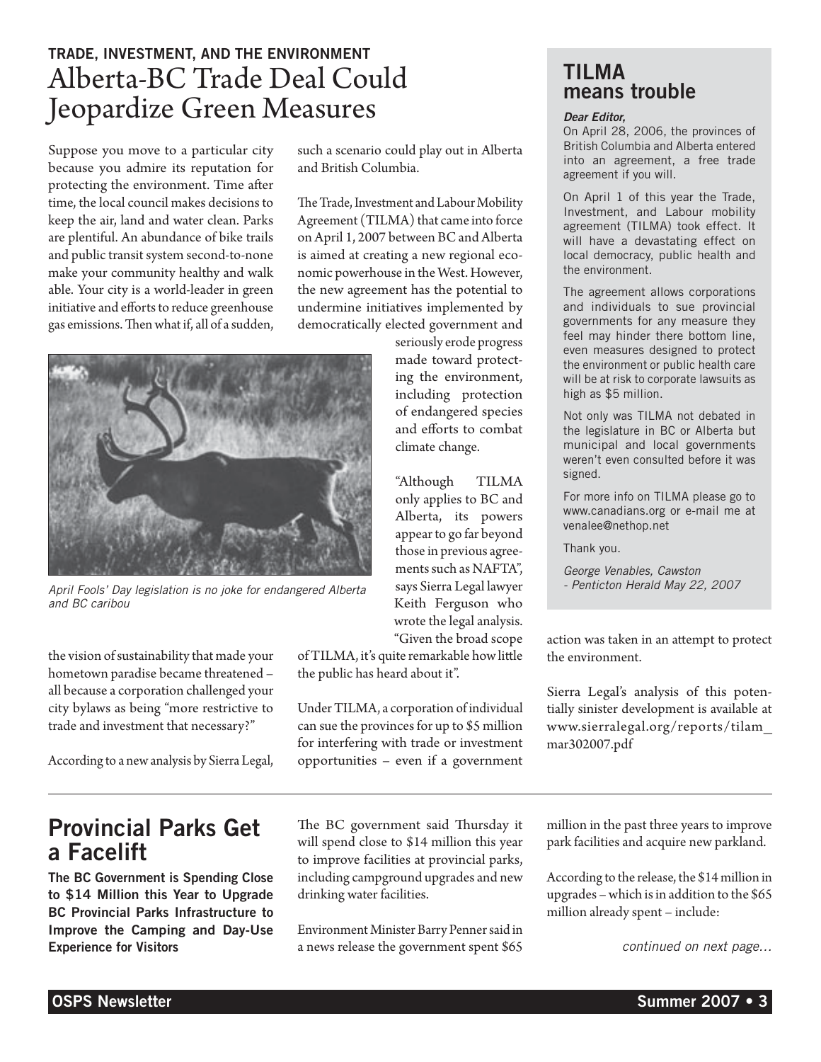TRADE, INVESTMENT, AND THE ENVIRONMENT

# Alberta-BC Trade Deal Could Jeopardize Green Measures

Suppose you move to a particular city because you admire its reputation for protecting the environment. Time after time, the local council makes decisions to keep the air, land and water clean. Parks are plentiful. An abundance of bike trails and public transit system second-to-none make your community healthy and walk able. Your city is a world-leader in green initiative and efforts to reduce greenhouse gas emissions. Then what if, all of a sudden, the vision of sustainability that made your hometown paradise became threatened – all because a corporation challenged your city bylaws as being "more restrictive to trade and investment that necessary?"

According to a new analysis by Sierra Legal, such a scenario could play out in Alberta and British Columbia.

The Trade, Investment and Labour Mobility Agreement (TILMA) that came into force on April 1, 2007 between BC and Alberta is aimed at creating a new regional economic powerhouse in the West. However, the new agreement has the potential to undermine initiatives implemented by democratically elected government and seriously erode progress made toward protecting the environment, including protection of endangered species and efforts to combat climate change.

*April Fools' Day legislation is no joke for endangered Alberta and BC caribou*

"Although TILMA only applies to BC and Alberta, its powers appear to go far beyond those in previous agreements such as NAFTA", says Sierra Legal lawyer Keith Ferguson who wrote the legal analysis. "Given the broad scope of TILMA, it's quite remarkable how little the public has heard about it".

Under TILMA, a corporation of individual can sue the provinces for up to $5 million for interfering with trade or investment opportunities – even if a government action was taken in an attempt to protect the environment.

Sierra Legal's analysis of this potentially sinister development is available at www.sierralegal.org/reports/tilam_mar302007.pdf

## TILMA means trouble

***Dear Editor,***

On April 28, 2006, the provinces of British Columbia and Alberta entered into an agreement, a free trade agreement if you will.

On April 1 of this year the Trade, Investment, and Labour mobility agreement (TILMA) took effect. It will have a devastating effect on local democracy, public health and the environment.

The agreement allows corporations and individuals to sue provincial governments for any measure they feel may hinder there bottom line, even measures designed to protect the environment or public health care will be at risk to corporate lawsuits as high as $5 million.

Not only was TILMA not debated in the legislature in BC or Alberta but municipal and local governments weren't even consulted before it was signed.

For more info on TILMA please go to www.canadians.org or e-mail me at venalee@nethop.net

Thank you.

*George Venables, Cawston*
*- Penticton Herald May 22, 2007*

---

## Provincial Parks Get a Facelift

**The BC Government is Spending Close to $14 Million this Year to Upgrade BC Provincial Parks Infrastructure to Improve the Camping and Day-Use Experience for Visitors**

The BC government said Thursday it will spend close to $14 million this year to improve facilities at provincial parks, including campground upgrades and new drinking water facilities.

Environment Minister Barry Penner said in a news release the government spent $65 million in the past three years to improve park facilities and acquire new parkland.

According to the release, the $14 million in upgrades – which is in addition to the $65 million already spent – include:

*continued on next page…*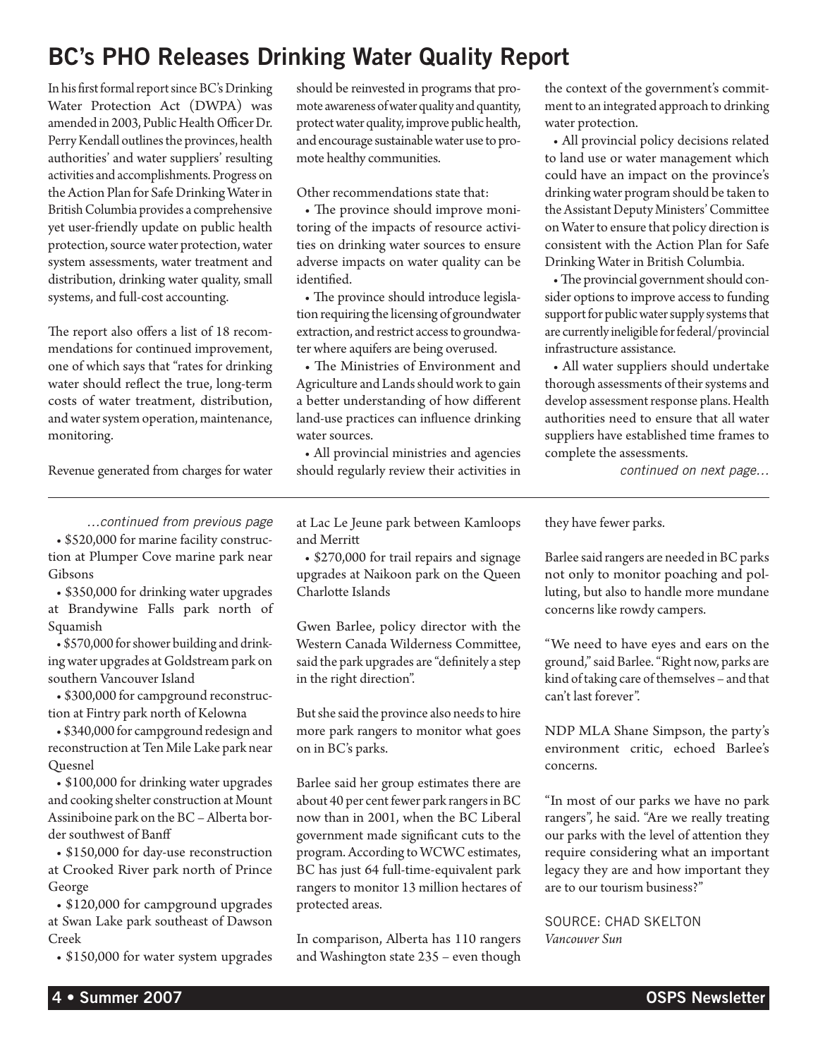# BC's PHO Releases Drinking Water Quality Report

In his first formal report since BC's Drinking Water Protection Act (DWPA) was amended in 2003, Public Health Officer Dr. Perry Kendall outlines the provinces, health authorities' and water suppliers' resulting activities and accomplishments. Progress on the Action Plan for Safe Drinking Water in British Columbia provides a comprehensive yet user-friendly update on public health protection, source water protection, water system assessments, water treatment and distribution, drinking water quality, small systems, and full-cost accounting.

The report also offers a list of 18 recommendations for continued improvement, one of which says that "rates for drinking water should reflect the true, long-term costs of water treatment, distribution, and water system operation, maintenance, monitoring.

Revenue generated from charges for water should be reinvested in programs that promote awareness of water quality and quantity, protect water quality, improve public health, and encourage sustainable water use to promote healthy communities.

Other recommendations state that:

- The province should improve monitoring of the impacts of resource activities on drinking water sources to ensure adverse impacts on water quality can be identified.
- The province should introduce legislation requiring the licensing of groundwater extraction, and restrict access to groundwater where aquifers are being overused.
- The Ministries of Environment and Agriculture and Lands should work to gain a better understanding of how different land-use practices can influence drinking water sources.
- All provincial ministries and agencies should regularly review their activities in the context of the government's commitment to an integrated approach to drinking water protection.
- All provincial policy decisions related to land use or water management which could have an impact on the province's drinking water program should be taken to the Assistant Deputy Ministers' Committee on Water to ensure that policy direction is consistent with the Action Plan for Safe Drinking Water in British Columbia.
- The provincial government should consider options to improve access to funding support for public water supply systems that are currently ineligible for federal/provincial infrastructure assistance.
- All water suppliers should undertake thorough assessments of their systems and develop assessment response plans. Health authorities need to ensure that all water suppliers have established time frames to complete the assessments.

*continued on next page…*

---

*…continued from previous page*

- \$520,000 for marine facility construction at Plumper Cove marine park near Gibsons
- \$350,000 for drinking water upgrades at Brandywine Falls park north of Squamish
- \$570,000 for shower building and drinking water upgrades at Goldstream park on southern Vancouver Island
- \$300,000 for campground reconstruction at Fintry park north of Kelowna
- \$340,000 for campground redesign and reconstruction at Ten Mile Lake park near Quesnel
- \$100,000 for drinking water upgrades and cooking shelter construction at Mount Assiniboine park on the BC – Alberta border southwest of Banff
- \$150,000 for day-use reconstruction at Crooked River park north of Prince George
- \$120,000 for campground upgrades at Swan Lake park southeast of Dawson Creek
- \$150,000 for water system upgrades at Lac Le Jeune park between Kamloops and Merritt
- \$270,000 for trail repairs and signage upgrades at Naikoon park on the Queen Charlotte Islands

Gwen Barlee, policy director with the Western Canada Wilderness Committee, said the park upgrades are "definitely a step in the right direction".

But she said the province also needs to hire more park rangers to monitor what goes on in BC's parks.

Barlee said her group estimates there are about 40 per cent fewer park rangers in BC now than in 2001, when the BC Liberal government made significant cuts to the program. According to WCWC estimates, BC has just 64 full-time-equivalent park rangers to monitor 13 million hectares of protected areas.

In comparison, Alberta has 110 rangers and Washington state 235 – even though they have fewer parks.

Barlee said rangers are needed in BC parks not only to monitor poaching and polluting, but also to handle more mundane concerns like rowdy campers.

"We need to have eyes and ears on the ground," said Barlee. "Right now, parks are kind of taking care of themselves – and that can't last forever".

NDP MLA Shane Simpson, the party's environment critic, echoed Barlee's concerns.

"In most of our parks we have no park rangers", he said. "Are we really treating our parks with the level of attention they require considering what an important legacy they are and how important they are to our tourism business?"

SOURCE: CHAD SKELTON
*Vancouver Sun*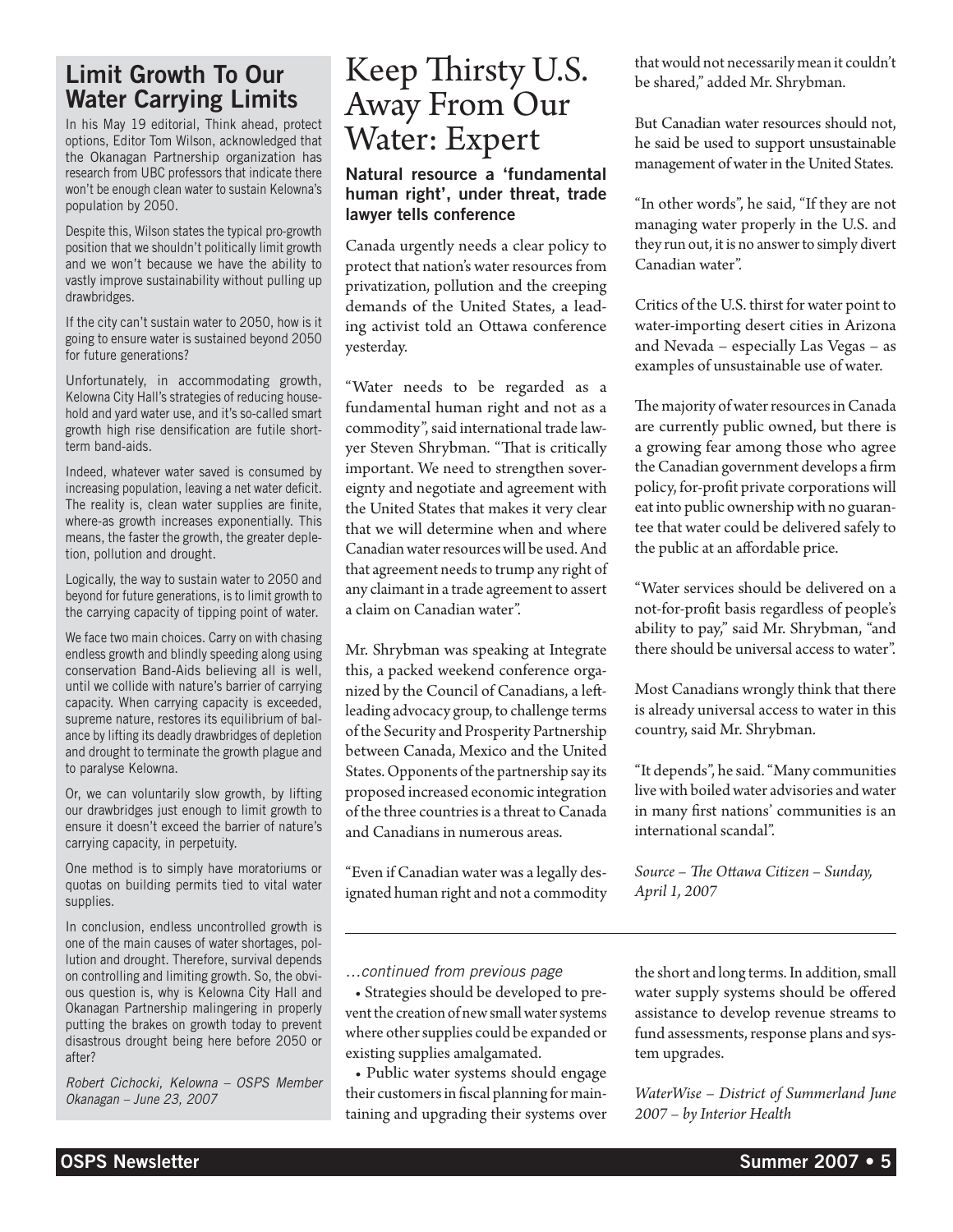## Limit Growth To Our Water Carrying Limits

In his May 19 editorial, Think ahead, protect options, Editor Tom Wilson, acknowledged that the Okanagan Partnership organization has research from UBC professors that indicate there won't be enough clean water to sustain Kelowna's population by 2050.

Despite this, Wilson states the typical pro-growth position that we shouldn't politically limit growth and we won't because we have the ability to vastly improve sustainability without pulling up drawbridges.

If the city can't sustain water to 2050, how is it going to ensure water is sustained beyond 2050 for future generations?

Unfortunately, in accommodating growth, Kelowna City Hall's strategies of reducing household and yard water use, and it's so-called smart growth high rise densification are futile short-term band-aids.

Indeed, whatever water saved is consumed by increasing population, leaving a net water deficit. The reality is, clean water supplies are finite, where-as growth increases exponentially. This means, the faster the growth, the greater depletion, pollution and drought.

Logically, the way to sustain water to 2050 and beyond for future generations, is to limit growth to the carrying capacity of tipping point of water.

We face two main choices. Carry on with chasing endless growth and blindly speeding along using conservation Band-Aids believing all is well, until we collide with nature's barrier of carrying capacity. When carrying capacity is exceeded, supreme nature, restores its equilibrium of balance by lifting its deadly drawbridges of depletion and drought to terminate the growth plague and to paralyse Kelowna.

Or, we can voluntarily slow growth, by lifting our drawbridges just enough to limit growth to ensure it doesn't exceed the barrier of nature's carrying capacity, in perpetuity.

One method is to simply have moratoriums or quotas on building permits tied to vital water supplies.

In conclusion, endless uncontrolled growth is one of the main causes of water shortages, pollution and drought. Therefore, survival depends on controlling and limiting growth. So, the obvious question is, why is Kelowna City Hall and Okanagan Partnership malingering in properly putting the brakes on growth today to prevent disastrous drought being here before 2050 or after?

*Robert Cichocki, Kelowna – OSPS Member Okanagan – June 23, 2007*

# Keep Thirsty U.S. Away From Our Water: Expert

**Natural resource a 'fundamental human right', under threat, trade lawyer tells conference**

Canada urgently needs a clear policy to protect that nation's water resources from privatization, pollution and the creeping demands of the United States, a leading activist told an Ottawa conference yesterday.

"Water needs to be regarded as a fundamental human right and not as a commodity", said international trade lawyer Steven Shrybman. "That is critically important. We need to strengthen sovereignty and negotiate and agreement with the United States that makes it very clear that we will determine when and where Canadian water resources will be used. And that agreement needs to trump any right of any claimant in a trade agreement to assert a claim on Canadian water".

Mr. Shrybman was speaking at Integrate this, a packed weekend conference organized by the Council of Canadians, a left-leading advocacy group, to challenge terms of the Security and Prosperity Partnership between Canada, Mexico and the United States. Opponents of the partnership say its proposed increased economic integration of the three countries is a threat to Canada and Canadians in numerous areas.

"Even if Canadian water was a legally designated human right and not a commodity that would not necessarily mean it couldn't be shared," added Mr. Shrybman.

But Canadian water resources should not, he said be used to support unsustainable management of water in the United States.

"In other words", he said, "If they are not managing water properly in the U.S. and they run out, it is no answer to simply divert Canadian water".

Critics of the U.S. thirst for water point to water-importing desert cities in Arizona and Nevada – especially Las Vegas – as examples of unsustainable use of water.

The majority of water resources in Canada are currently public owned, but there is a growing fear among those who agree the Canadian government develops a firm policy, for-profit private corporations will eat into public ownership with no guarantee that water could be delivered safely to the public at an affordable price.

"Water services should be delivered on a not-for-profit basis regardless of people's ability to pay," said Mr. Shrybman, "and there should be universal access to water".

Most Canadians wrongly think that there is already universal access to water in this country, said Mr. Shrybman.

"It depends", he said. "Many communities live with boiled water advisories and water in many first nations' communities is an international scandal".

*Source – The Ottawa Citizen – Sunday, April 1, 2007*

---

*…continued from previous page*

- Strategies should be developed to prevent the creation of new small water systems where other supplies could be expanded or existing supplies amalgamated.
- Public water systems should engage their customers in fiscal planning for maintaining and upgrading their systems over the short and long terms. In addition, small water supply systems should be offered assistance to develop revenue streams to fund assessments, response plans and system upgrades.

*WaterWise – District of Summerland June 2007 – by Interior Health*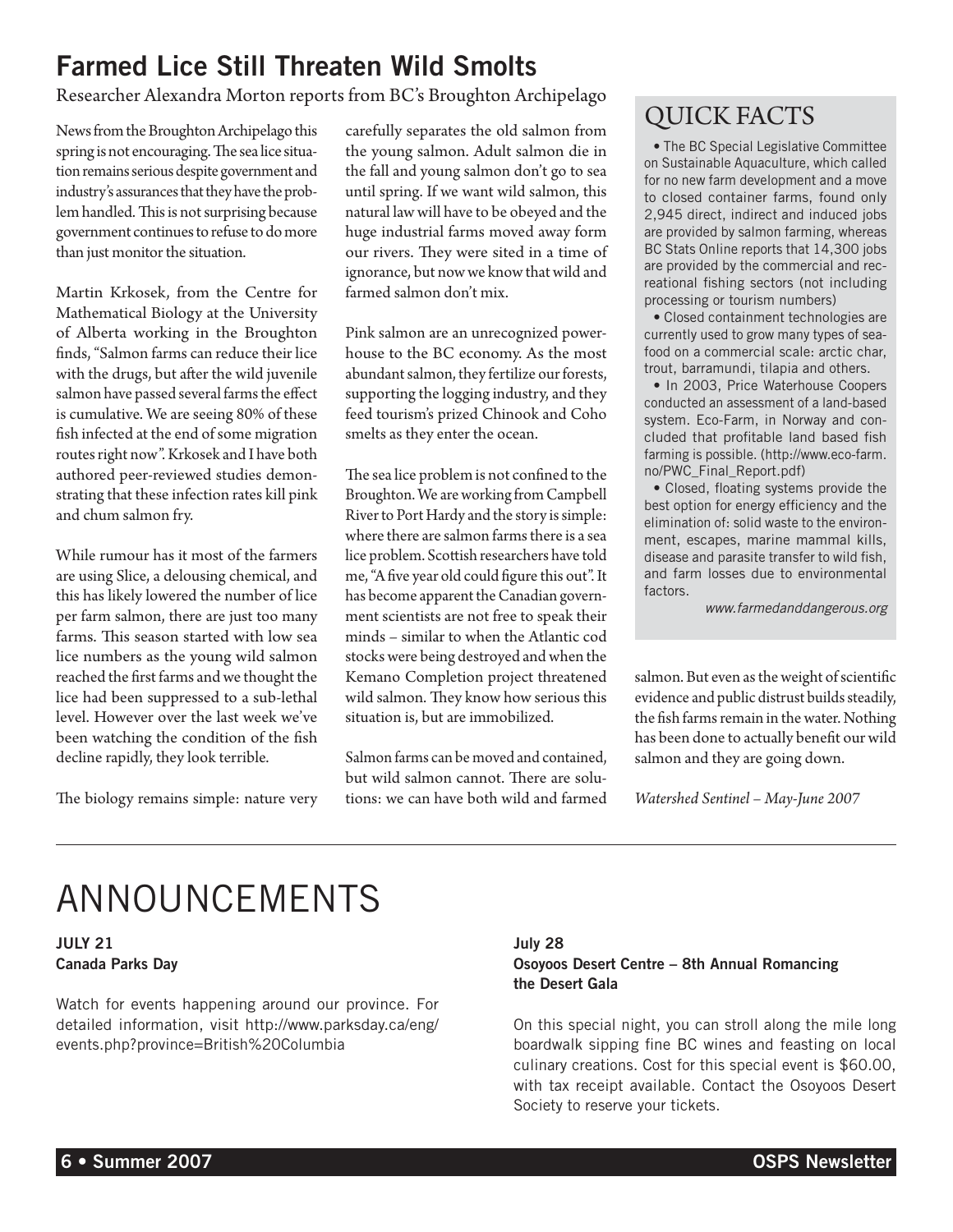## Farmed Lice Still Threaten Wild Smolts

Researcher Alexandra Morton reports from BC's Broughton Archipelago

News from the Broughton Archipelago this spring is not encouraging. The sea lice situation remains serious despite government and industry's assurances that they have the problem handled. This is not surprising because government continues to refuse to do more than just monitor the situation.

Martin Krkosek, from the Centre for Mathematical Biology at the University of Alberta working in the Broughton finds, "Salmon farms can reduce their lice with the drugs, but after the wild juvenile salmon have passed several farms the effect is cumulative. We are seeing 80% of these fish infected at the end of some migration routes right now". Krkosek and I have both authored peer-reviewed studies demonstrating that these infection rates kill pink and chum salmon fry.

While rumour has it most of the farmers are using Slice, a delousing chemical, and this has likely lowered the number of lice per farm salmon, there are just too many farms. This season started with low sea lice numbers as the young wild salmon reached the first farms and we thought the lice had been suppressed to a sub-lethal level. However over the last week we've been watching the condition of the fish decline rapidly, they look terrible.

The biology remains simple: nature very carefully separates the old salmon from the young salmon. Adult salmon die in the fall and young salmon don't go to sea until spring. If we want wild salmon, this natural law will have to be obeyed and the huge industrial farms moved away form our rivers. They were sited in a time of ignorance, but now we know that wild and farmed salmon don't mix.

Pink salmon are an unrecognized powerhouse to the BC economy. As the most abundant salmon, they fertilize our forests, supporting the logging industry, and they feed tourism's prized Chinook and Coho smelts as they enter the ocean.

The sea lice problem is not confined to the Broughton. We are working from Campbell River to Port Hardy and the story is simple: where there are salmon farms there is a sea lice problem. Scottish researchers have told me, "A five year old could figure this out". It has become apparent the Canadian government scientists are not free to speak their minds – similar to when the Atlantic cod stocks were being destroyed and when the Kemano Completion project threatened wild salmon. They know how serious this situation is, but are immobilized.

Salmon farms can be moved and contained, but wild salmon cannot. There are solutions: we can have both wild and farmed salmon. But even as the weight of scientific evidence and public distrust builds steadily, the fish farms remain in the water. Nothing has been done to actually benefit our wild salmon and they are going down.

*Watershed Sentinel – May-June 2007*

### QUICK FACTS

- The BC Special Legislative Committee on Sustainable Aquaculture, which called for no new farm development and a move to closed container farms, found only 2,945 direct, indirect and induced jobs are provided by salmon farming, whereas BC Stats Online reports that 14,300 jobs are provided by the commercial and recreational fishing sectors (not including processing or tourism numbers)
- Closed containment technologies are currently used to grow many types of seafood on a commercial scale: arctic char, trout, barramundi, tilapia and others.
- In 2003, Price Waterhouse Coopers conducted an assessment of a land-based system. Eco-Farm, in Norway and concluded that profitable land based fish farming is possible. (http://www.eco-farm.no/PWC_Final_Report.pdf)
- Closed, floating systems provide the best option for energy efficiency and the elimination of: solid waste to the environment, escapes, marine mammal kills, disease and parasite transfer to wild fish, and farm losses due to environmental factors.

*www.farmedanddangerous.org*

# ANNOUNCEMENTS

**JULY 21**
**Canada Parks Day**

Watch for events happening around our province. For detailed information, visit http://www.parksday.ca/eng/events.php?province=British%20Columbia

**July 28**
**Osoyoos Desert Centre – 8th Annual Romancing the Desert Gala**

On this special night, you can stroll along the mile long boardwalk sipping fine BC wines and feasting on local culinary creations. Cost for this special event is $60.00, with tax receipt available. Contact the Osoyoos Desert Society to reserve your tickets.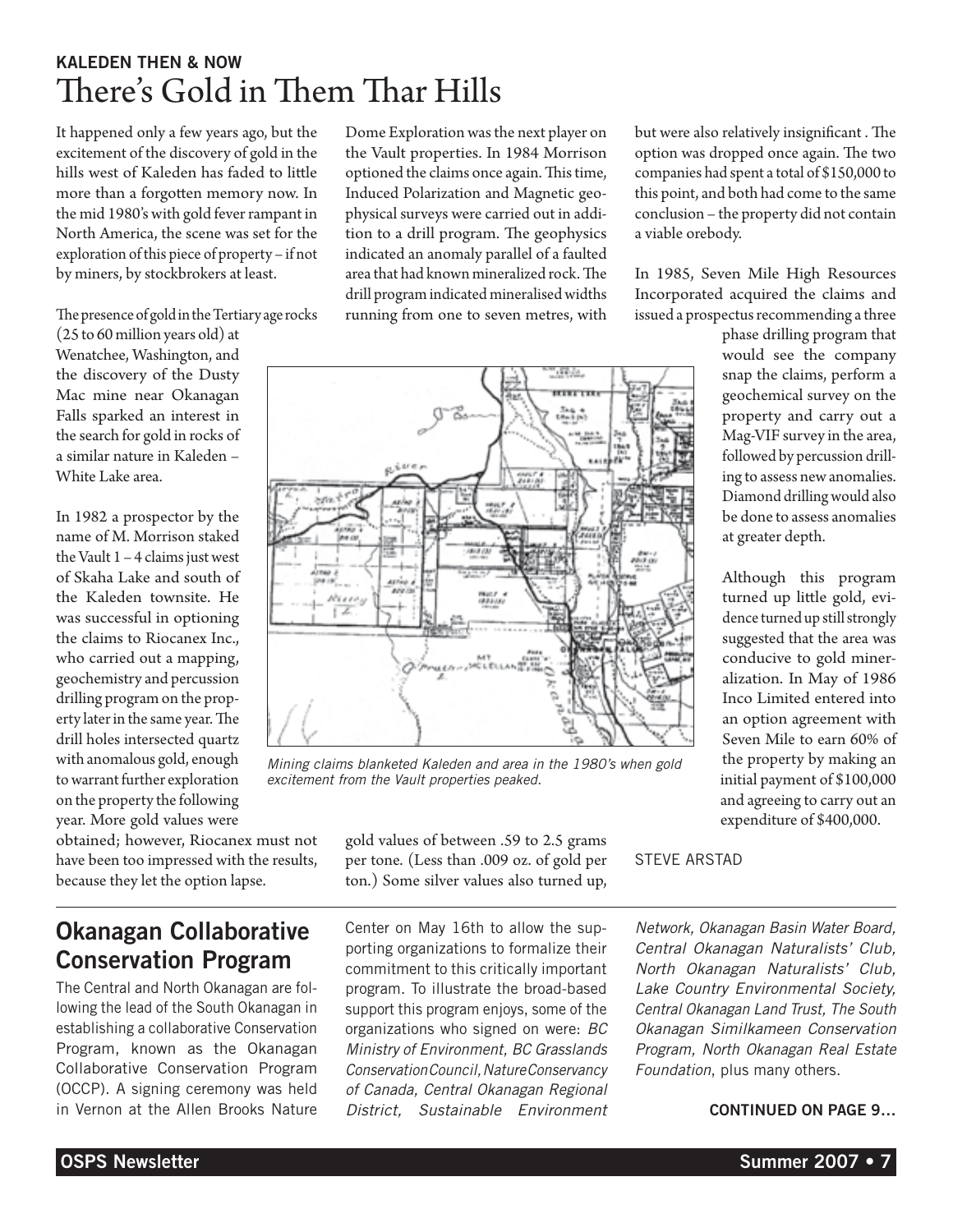KALEDEN THEN & NOW

# There's Gold in Them Thar Hills

It happened only a few years ago, but the excitement of the discovery of gold in the hills west of Kaleden has faded to little more than a forgotten memory now. In the mid 1980's with gold fever rampant in North America, the scene was set for the exploration of this piece of property – if not by miners, by stockbrokers at least.

The presence of gold in the Tertiary age rocks (25 to 60 million years old) at Wenatchee, Washington, and the discovery of the Dusty Mac mine near Okanagan Falls sparked an interest in the search for gold in rocks of a similar nature in Kaleden – White Lake area.

In 1982 a prospector by the name of M. Morrison staked the Vault 1 – 4 claims just west of Skaha Lake and south of the Kaleden townsite. He was successful in optioning the claims to Riocanex Inc., who carried out a mapping, geochemistry and percussion drilling program on the property later in the same year. The drill holes intersected quartz with anomalous gold, enough to warrant further exploration on the property the following year. More gold values were obtained; however, Riocanex must not have been too impressed with the results, because they let the option lapse.

Dome Exploration was the next player on the Vault properties. In 1984 Morrison optioned the claims once again. This time, Induced Polarization and Magnetic geophysical surveys were carried out in addition to a drill program. The geophysics indicated an anomaly parallel of a faulted area that had known mineralized rock. The drill program indicated mineralised widths running from one to seven metres, with gold values of between .59 to 2.5 grams per tone. (Less than .009 oz. of gold per ton.) Some silver values also turned up, but were also relatively insignificant . The option was dropped once again. The two companies had spent a total of $150,000 to this point, and both had come to the same conclusion – the property did not contain a viable orebody.

*Mining claims blanketed Kaleden and area in the 1980's when gold excitement from the Vault properties peaked.*

In 1985, Seven Mile High Resources Incorporated acquired the claims and issued a prospectus recommending a three phase drilling program that would see the company snap the claims, perform a geochemical survey on the property and carry out a Mag-VIF survey in the area, followed by percussion drilling to assess new anomalies. Diamond drilling would also be done to assess anomalies at greater depth.

Although this program turned up little gold, evidence turned up still strongly suggested that the area was conducive to gold mineralization. In May of 1986 Inco Limited entered into an option agreement with Seven Mile to earn 60% of the property by making an initial payment of $100,000 and agreeing to carry out an expenditure of $400,000.

STEVE ARSTAD

## Okanagan Collaborative Conservation Program

The Central and North Okanagan are following the lead of the South Okanagan in establishing a collaborative Conservation Program, known as the Okanagan Collaborative Conservation Program (OCCP). A signing ceremony was held in Vernon at the Allen Brooks Nature Center on May 16th to allow the supporting organizations to formalize their commitment to this critically important program. To illustrate the broad-based support this program enjoys, some of the organizations who signed on were: *BC Ministry of Environment, BC Grasslands Conservation Council, Nature Conservancy of Canada, Central Okanagan Regional District, Sustainable Environment Network, Okanagan Basin Water Board, Central Okanagan Naturalists' Club, North Okanagan Naturalists' Club, Lake Country Environmental Society, Central Okanagan Land Trust, The South Okanagan Similkameen Conservation Program, North Okanagan Real Estate Foundation*, plus many others.

**CONTINUED ON PAGE 9...**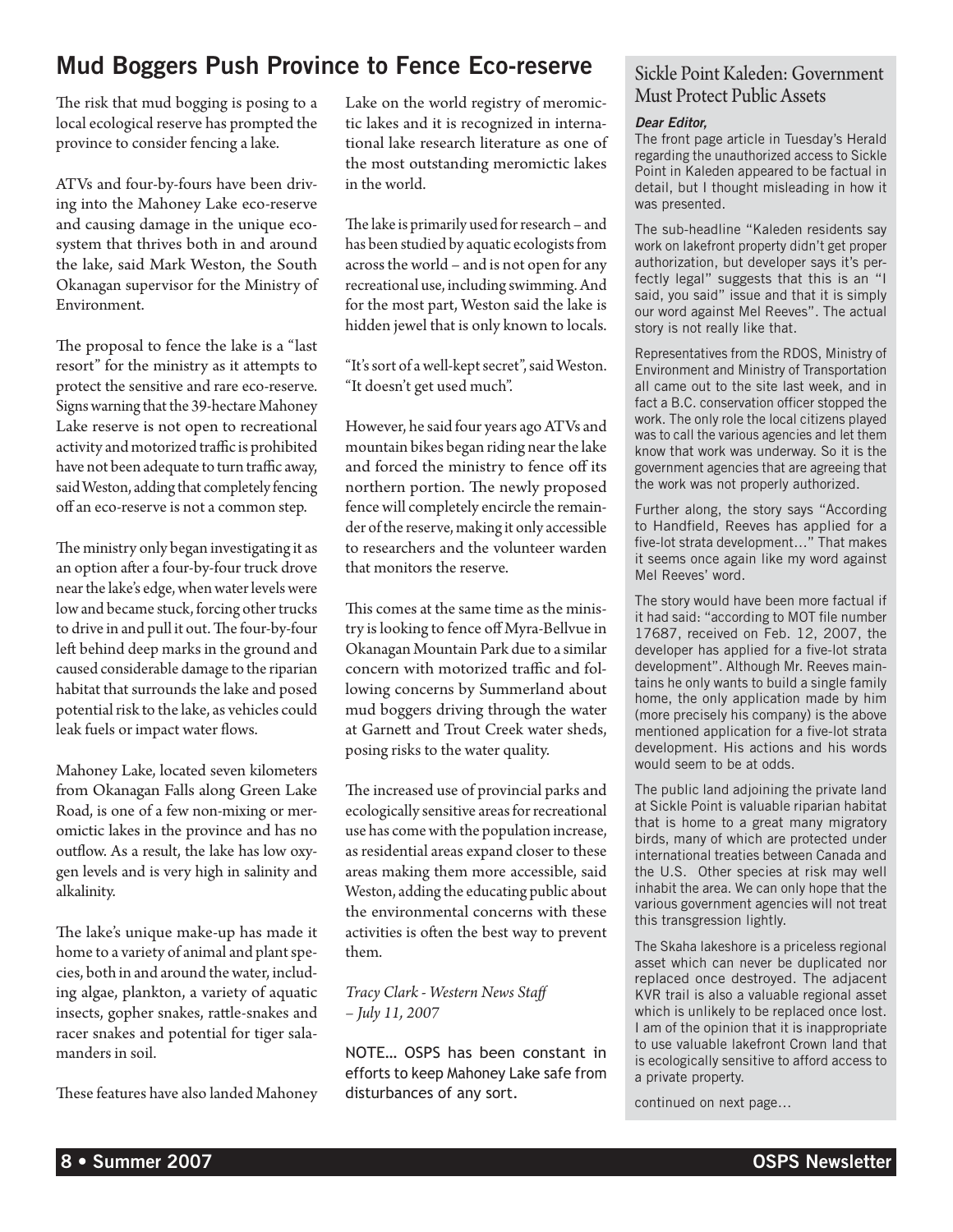## Mud Boggers Push Province to Fence Eco-reserve

The risk that mud bogging is posing to a local ecological reserve has prompted the province to consider fencing a lake.

ATVs and four-by-fours have been driving into the Mahoney Lake eco-reserve and causing damage in the unique ecosystem that thrives both in and around the lake, said Mark Weston, the South Okanagan supervisor for the Ministry of Environment.

The proposal to fence the lake is a "last resort" for the ministry as it attempts to protect the sensitive and rare eco-reserve. Signs warning that the 39-hectare Mahoney Lake reserve is not open to recreational activity and motorized traffic is prohibited have not been adequate to turn traffic away, said Weston, adding that completely fencing off an eco-reserve is not a common step.

The ministry only began investigating it as an option after a four-by-four truck drove near the lake's edge, when water levels were low and became stuck, forcing other trucks to drive in and pull it out. The four-by-four left behind deep marks in the ground and caused considerable damage to the riparian habitat that surrounds the lake and posed potential risk to the lake, as vehicles could leak fuels or impact water flows.

Mahoney Lake, located seven kilometers from Okanagan Falls along Green Lake Road, is one of a few non-mixing or meromictic lakes in the province and has no outflow. As a result, the lake has low oxygen levels and is very high in salinity and alkalinity.

The lake's unique make-up has made it home to a variety of animal and plant species, both in and around the water, including algae, plankton, a variety of aquatic insects, gopher snakes, rattle-snakes and racer snakes and potential for tiger salamanders in soil.

These features have also landed Mahoney Lake on the world registry of meromictic lakes and it is recognized in international lake research literature as one of the most outstanding meromictic lakes in the world.

The lake is primarily used for research – and has been studied by aquatic ecologists from across the world – and is not open for any recreational use, including swimming. And for the most part, Weston said the lake is hidden jewel that is only known to locals.

"It's sort of a well-kept secret", said Weston. "It doesn't get used much".

However, he said four years ago ATVs and mountain bikes began riding near the lake and forced the ministry to fence off its northern portion. The newly proposed fence will completely encircle the remainder of the reserve, making it only accessible to researchers and the volunteer warden that monitors the reserve.

This comes at the same time as the ministry is looking to fence off Myra-Bellvue in Okanagan Mountain Park due to a similar concern with motorized traffic and following concerns by Summerland about mud boggers driving through the water at Garnett and Trout Creek water sheds, posing risks to the water quality.

The increased use of provincial parks and ecologically sensitive areas for recreational use has come with the population increase, as residential areas expand closer to these areas making them more accessible, said Weston, adding the educating public about the environmental concerns with these activities is often the best way to prevent them.

*Tracy Clark - Western News Staff – July 11, 2007*

NOTE… OSPS has been constant in efforts to keep Mahoney Lake safe from disturbances of any sort.

## Sickle Point Kaleden: Government Must Protect Public Assets

***Dear Editor,***

The front page article in Tuesday's Herald regarding the unauthorized access to Sickle Point in Kaleden appeared to be factual in detail, but I thought misleading in how it was presented.

The sub-headline "Kaleden residents say work on lakefront property didn't get proper authorization, but developer says it's perfectly legal" suggests that this is an "I said, you said" issue and that it is simply our word against Mel Reeves". The actual story is not really like that.

Representatives from the RDOS, Ministry of Environment and Ministry of Transportation all came out to the site last week, and in fact a B.C. conservation officer stopped the work. The only role the local citizens played was to call the various agencies and let them know that work was underway. So it is the government agencies that are agreeing that the work was not properly authorized.

Further along, the story says "According to Handfield, Reeves has applied for a five-lot strata development…" That makes it seems once again like my word against Mel Reeves' word.

The story would have been more factual if it had said: "according to MOT file number 17687, received on Feb. 12, 2007, the developer has applied for a five-lot strata development". Although Mr. Reeves maintains he only wants to build a single family home, the only application made by him (more precisely his company) is the above mentioned application for a five-lot strata development. His actions and his words would seem to be at odds.

The public land adjoining the private land at Sickle Point is valuable riparian habitat that is home to a great many migratory birds, many of which are protected under international treaties between Canada and the U.S. Other species at risk may well inhabit the area. We can only hope that the various government agencies will not treat this transgression lightly.

The Skaha lakeshore is a priceless regional asset which can never be duplicated nor replaced once destroyed. The adjacent KVR trail is also a valuable regional asset which is unlikely to be replaced once lost. I am of the opinion that it is inappropriate to use valuable lakefront Crown land that is ecologically sensitive to afford access to a private property.

continued on next page…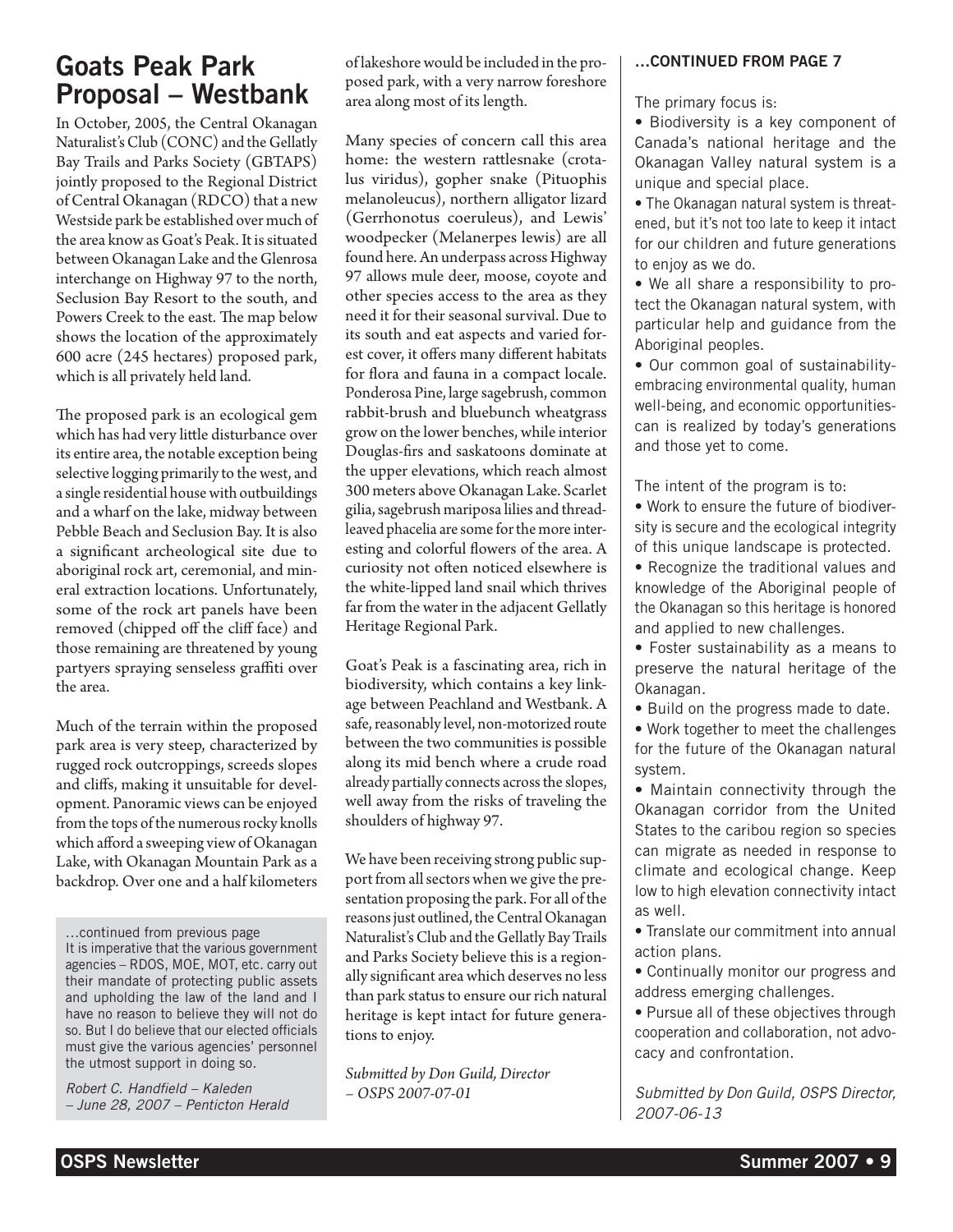## Goats Peak Park Proposal – Westbank

In October, 2005, the Central Okanagan Naturalist's Club (CONC) and the Gellatly Bay Trails and Parks Society (GBTAPS) jointly proposed to the Regional District of Central Okanagan (RDCO) that a new Westside park be established over much of the area know as Goat's Peak. It is situated between Okanagan Lake and the Glenrosa interchange on Highway 97 to the north, Seclusion Bay Resort to the south, and Powers Creek to the east. The map below shows the location of the approximately 600 acre (245 hectares) proposed park, which is all privately held land.

The proposed park is an ecological gem which has had very little disturbance over its entire area, the notable exception being selective logging primarily to the west, and a single residential house with outbuildings and a wharf on the lake, midway between Pebble Beach and Seclusion Bay. It is also a significant archeological site due to aboriginal rock art, ceremonial, and mineral extraction locations. Unfortunately, some of the rock art panels have been removed (chipped off the cliff face) and those remaining are threatened by young partyers spraying senseless graffiti over the area.

Much of the terrain within the proposed park area is very steep, characterized by rugged rock outcroppings, screeds slopes and cliffs, making it unsuitable for development. Panoramic views can be enjoyed from the tops of the numerous rocky knolls which afford a sweeping view of Okanagan Lake, with Okanagan Mountain Park as a backdrop. Over one and a half kilometers of lakeshore would be included in the proposed park, with a very narrow foreshore area along most of its length.

Many species of concern call this area home: the western rattlesnake (crotalus viridus), gopher snake (Pituophis melanoleucus), northern alligator lizard (Gerrhonotus coeruleus), and Lewis' woodpecker (Melanerpes lewis) are all found here. An underpass across Highway 97 allows mule deer, moose, coyote and other species access to the area as they need it for their seasonal survival. Due to its south and eat aspects and varied forest cover, it offers many different habitats for flora and fauna in a compact locale. Ponderosa Pine, large sagebrush, common rabbit-brush and bluebunch wheatgrass grow on the lower benches, while interior Douglas-firs and saskatoons dominate at the upper elevations, which reach almost 300 meters above Okanagan Lake. Scarlet gilia, sagebrush mariposa lilies and thread-leaved phacelia are some for the more interesting and colorful flowers of the area. A curiosity not often noticed elsewhere is the white-lipped land snail which thrives far from the water in the adjacent Gellatly Heritage Regional Park.

Goat's Peak is a fascinating area, rich in biodiversity, which contains a key linkage between Peachland and Westbank. A safe, reasonably level, non-motorized route between the two communities is possible along its mid bench where a crude road already partially connects across the slopes, well away from the risks of traveling the shoulders of highway 97.

We have been receiving strong public support from all sectors when we give the presentation proposing the park. For all of the reasons just outlined, the Central Okanagan Naturalist's Club and the Gellatly Bay Trails and Parks Society believe this is a regionally significant area which deserves no less than park status to ensure our rich natural heritage is kept intact for future generations to enjoy.

*Submitted by Don Guild, Director – OSPS 2007-07-01*

…continued from previous page
It is imperative that the various government agencies – RDOS, MOE, MOT, etc. carry out their mandate of protecting public assets and upholding the law of the land and I have no reason to believe they will not do so. But I do believe that our elected officials must give the various agencies' personnel the utmost support in doing so.

*Robert C. Handfield – Kaleden – June 28, 2007 – Penticton Herald*

**…CONTINUED FROM PAGE 7**

The primary focus is:

- Biodiversity is a key component of Canada's national heritage and the Okanagan Valley natural system is a unique and special place.
- The Okanagan natural system is threatened, but it's not too late to keep it intact for our children and future generations to enjoy as we do.
- We all share a responsibility to protect the Okanagan natural system, with particular help and guidance from the Aboriginal peoples.
- Our common goal of sustainability-embracing environmental quality, human well-being, and economic opportunities-can is realized by today's generations and those yet to come.

The intent of the program is to:

- Work to ensure the future of biodiversity is secure and the ecological integrity of this unique landscape is protected.
- Recognize the traditional values and knowledge of the Aboriginal people of the Okanagan so this heritage is honored and applied to new challenges.
- Foster sustainability as a means to preserve the natural heritage of the Okanagan.
- Build on the progress made to date.
- Work together to meet the challenges for the future of the Okanagan natural system.
- Maintain connectivity through the Okanagan corridor from the United States to the caribou region so species can migrate as needed in response to climate and ecological change. Keep low to high elevation connectivity intact as well.
- Translate our commitment into annual action plans.
- Continually monitor our progress and address emerging challenges.
- Pursue all of these objectives through cooperation and collaboration, not advocacy and confrontation.

*Submitted by Don Guild, OSPS Director, 2007-06-13*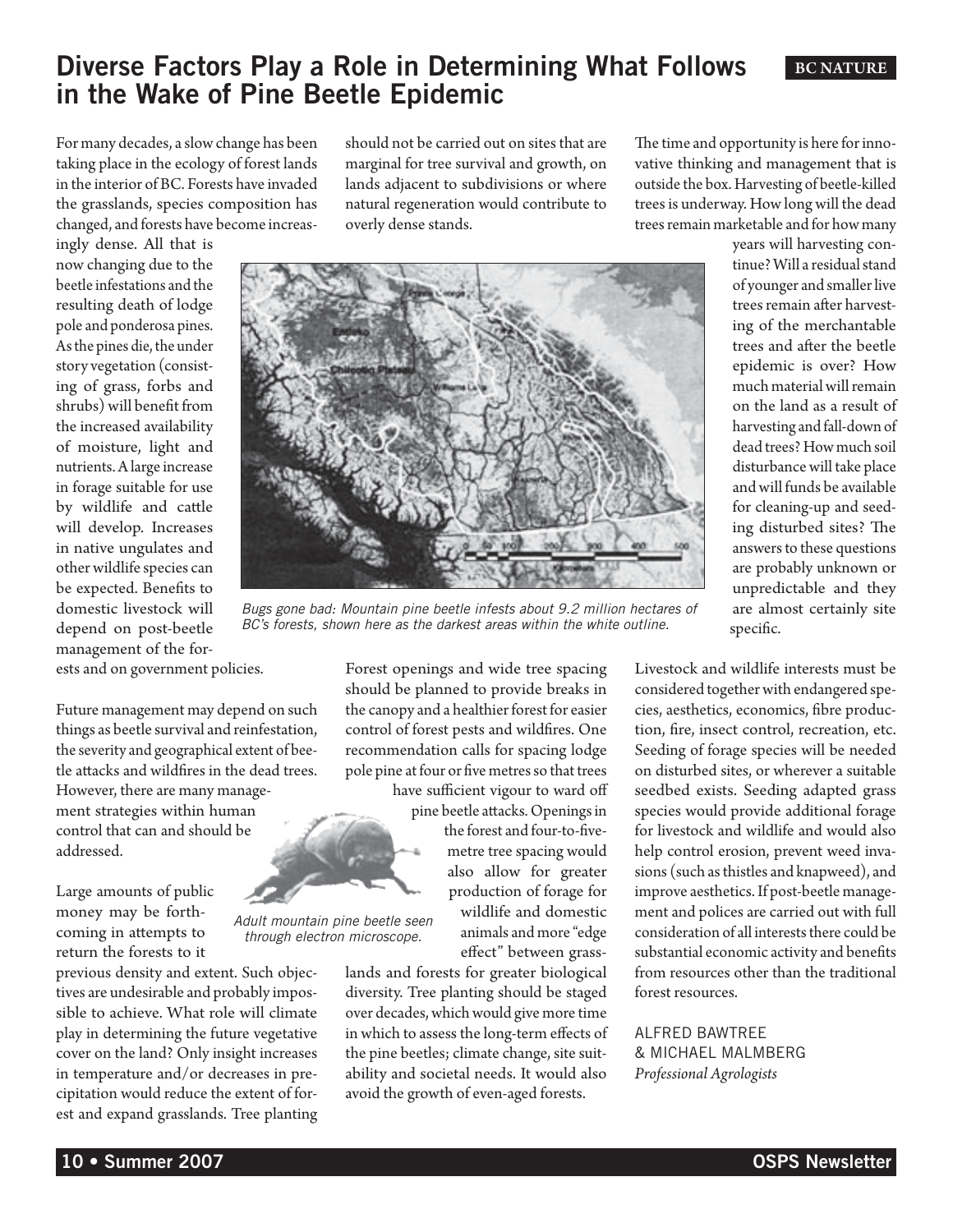# Diverse Factors Play a Role in Determining What Follows in the Wake of Pine Beetle Epidemic

**BC NATURE**

For many decades, a slow change has been taking place in the ecology of forest lands in the interior of BC. Forests have invaded the grasslands, species composition has changed, and forests have become increasingly dense. All that is now changing due to the beetle infestations and the resulting death of lodge pole and ponderosa pines. As the pines die, the under story vegetation (consisting of grass, forbs and shrubs) will benefit from the increased availability of moisture, light and nutrients. A large increase in forage suitable for use by wildlife and cattle will develop. Increases in native ungulates and other wildlife species can be expected. Benefits to domestic livestock will depend on post-beetle management of the forests and on government policies.

Future management may depend on such things as beetle survival and reinfestation, the severity and geographical extent of beetle attacks and wildfires in the dead trees. However, there are many management strategies within human control that can and should be addressed.

Large amounts of public money may be forthcoming in attempts to return the forests to it previous density and extent. Such objectives are undesirable and probably impossible to achieve. What role will climate play in determining the future vegetative cover on the land? Only insight increases in temperature and/or decreases in precipitation would reduce the extent of forest and expand grasslands. Tree planting should not be carried out on sites that are marginal for tree survival and growth, on lands adjacent to subdivisions or where natural regeneration would contribute to overly dense stands.

Bugs gone bad: Mountain pine beetle infests about 9.2 million hectares of BC's forests, shown here as the darkest areas within the white outline.

Forest openings and wide tree spacing should be planned to provide breaks in the canopy and a healthier forest for easier control of forest pests and wildfires. One recommendation calls for spacing lodge pole pine at four or five metres so that trees have sufficient vigour to ward off pine beetle attacks. Openings in the forest and four-to-five-metre tree spacing would also allow for greater production of forage for wildlife and domestic animals and more "edge effect" between grasslands and forests for greater biological diversity. Tree planting should be staged over decades, which would give more time in which to assess the long-term effects of the pine beetles; climate change, site suitability and societal needs. It would also avoid the growth of even-aged forests.

Adult mountain pine beetle seen through electron microscope.

The time and opportunity is here for innovative thinking and management that is outside the box. Harvesting of beetle-killed trees is underway. How long will the dead trees remain marketable and for how many years will harvesting continue? Will a residual stand of younger and smaller live trees remain after harvesting of the merchantable trees and after the beetle epidemic is over? How much material will remain on the land as a result of harvesting and fall-down of dead trees? How much soil disturbance will take place and will funds be available for cleaning-up and seeding disturbed sites? The answers to these questions are probably unknown or unpredictable and they are almost certainly site specific.

Livestock and wildlife interests must be considered together with endangered species, aesthetics, economics, fibre production, fire, insect control, recreation, etc. Seeding of forage species will be needed on disturbed sites, or wherever a suitable seedbed exists. Seeding adapted grass species would provide additional forage for livestock and wildlife and would also help control erosion, prevent weed invasions (such as thistles and knapweed), and improve aesthetics. If post-beetle management and polices are carried out with full consideration of all interests there could be substantial economic activity and benefits from resources other than the traditional forest resources.

ALFRED BAWTREE
& MICHAEL MALMBERG
*Professional Agrologists*